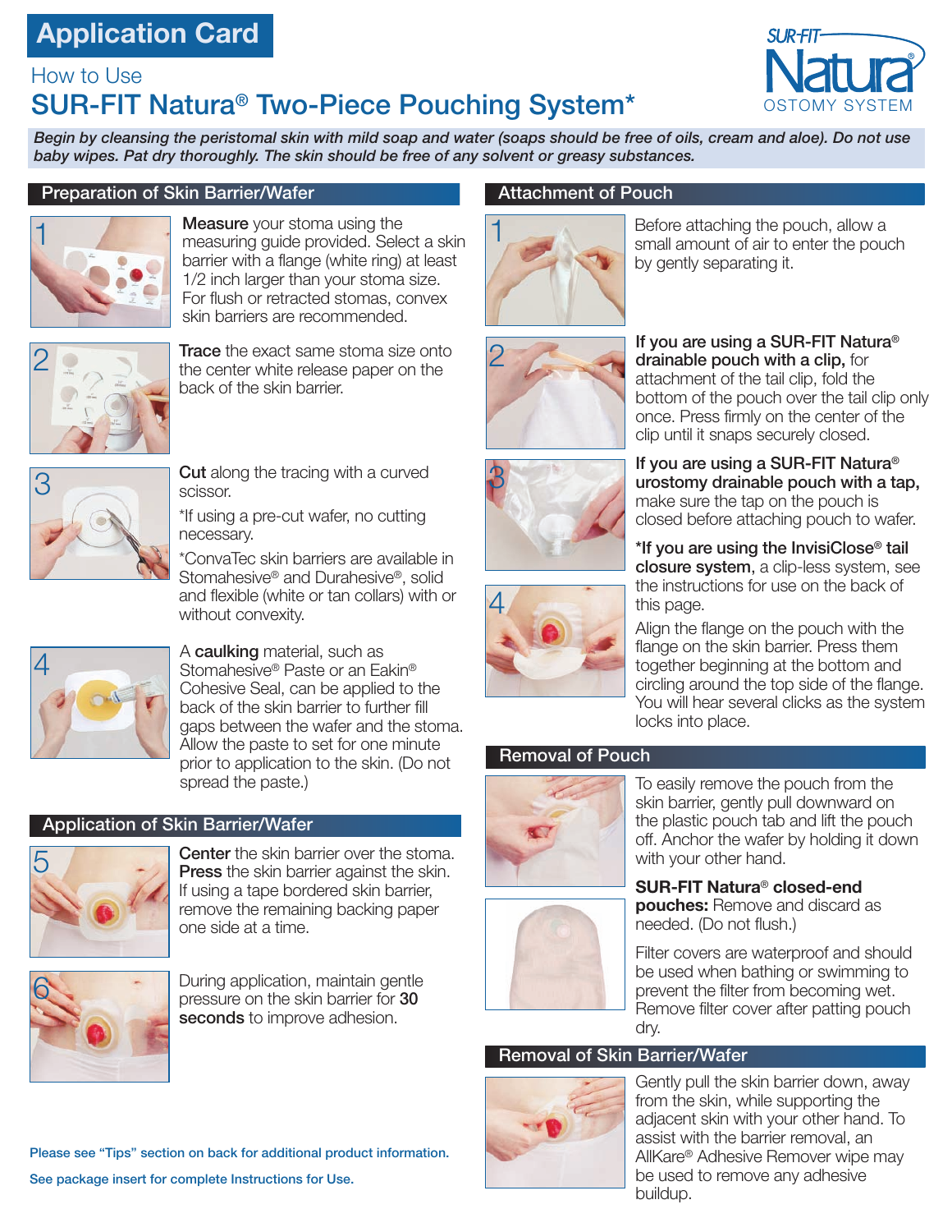# Application Card

## How to Use

# SUR-FIT Natura® Two-Piece Pouching System*

SUR-FIT Natura® OSTOMY SYSTEM

***Begin by cleansing the peristomal skin with mild soap and water (soaps should be free of oils, cream and aloe). Do not use baby wipes. Pat dry thoroughly. The skin should be free of any solvent or greasy substances.***

## Preparation of Skin Barrier/Wafer

1. **Measure** your stoma using the measuring guide provided. Select a skin barrier with a flange (white ring) at least 1/2 inch larger than your stoma size. For flush or retracted stomas, convex skin barriers are recommended.

2. **Trace** the exact same stoma size onto the center white release paper on the back of the skin barrier.

3. **Cut** along the tracing with a curved scissor.

   *If using a pre-cut wafer, no cutting necessary.

   *ConvaTec skin barriers are available in Stomahesive® and Durahesive®, solid and flexible (white or tan collars) with or without convexity.

4. A **caulking** material, such as Stomahesive® Paste or an Eakin® Cohesive Seal, can be applied to the back of the skin barrier to further fill gaps between the wafer and the stoma. Allow the paste to set for one minute prior to application to the skin. (Do not spread the paste.)

## Application of Skin Barrier/Wafer

5. **Center** the skin barrier over the stoma. **Press** the skin barrier against the skin. If using a tape bordered skin barrier, remove the remaining backing paper one side at a time.

6. During application, maintain gentle pressure on the skin barrier for **30 seconds** to improve adhesion.

Please see "Tips" section on back for additional product information.

See package insert for complete Instructions for Use.

## Attachment of Pouch

1. Before attaching the pouch, allow a small amount of air to enter the pouch by gently separating it.

2. **If you are using a SUR-FIT Natura® drainable pouch with a clip,** for attachment of the tail clip, fold the bottom of the pouch over the tail clip only once. Press firmly on the center of the clip until it snaps securely closed.

3. **If you are using a SUR-FIT Natura® urostomy drainable pouch with a tap,** make sure the tap on the pouch is closed before attaching pouch to wafer.

   ***If you are using the InvisiClose® tail closure system**, a clip-less system, see the instructions for use on the back of this page.

4. Align the flange on the pouch with the flange on the skin barrier. Press them together beginning at the bottom and circling around the top side of the flange. You will hear several clicks as the system locks into place.

## Removal of Pouch

To easily remove the pouch from the skin barrier, gently pull downward on the plastic pouch tab and lift the pouch off. Anchor the wafer by holding it down with your other hand.

**SUR-FIT Natura® closed-end pouches:** Remove and discard as needed. (Do not flush.)

Filter covers are waterproof and should be used when bathing or swimming to prevent the filter from becoming wet. Remove filter cover after patting pouch dry.

## Removal of Skin Barrier/Wafer

Gently pull the skin barrier down, away from the skin, while supporting the adjacent skin with your other hand. To assist with the barrier removal, an AllKare® Adhesive Remover wipe may be used to remove any adhesive buildup.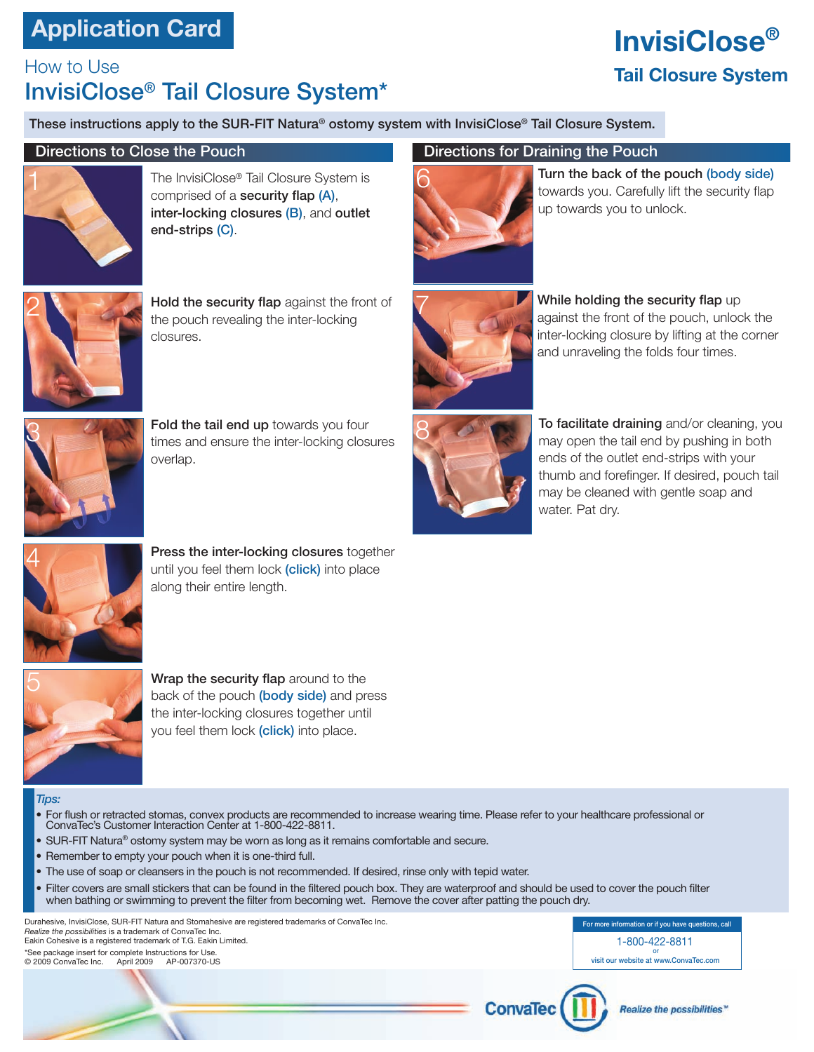# Application Card

## How to Use
# InvisiClose® Tail Closure System*

**InvisiClose®**
**Tail Closure System**

These instructions apply to the SUR-FIT Natura® ostomy system with InvisiClose® Tail Closure System.

## Directions to Close the Pouch

1. The InvisiClose® Tail Closure System is comprised of a **security flap (A)**, **inter-locking closures (B)**, and **outlet end-strips (C)**.

2. **Hold the security flap** against the front of the pouch revealing the inter-locking closures.

3. **Fold the tail end up** towards you four times and ensure the inter-locking closures overlap.

4. **Press the inter-locking closures** together until you feel them lock **(click)** into place along their entire length.

5. **Wrap the security flap** around to the back of the pouch **(body side)** and press the inter-locking closures together until you feel them lock **(click)** into place.

## Directions for Draining the Pouch

6. **Turn the back of the pouch (body side)** towards you. Carefully lift the security flap up towards you to unlock.

7. **While holding the security flap** up against the front of the pouch, unlock the inter-locking closure by lifting at the corner and unraveling the folds four times.

8. **To facilitate draining** and/or cleaning, you may open the tail end by pushing in both ends of the outlet end-strips with your thumb and forefinger. If desired, pouch tail may be cleaned with gentle soap and water. Pat dry.

*Tips:*

- For flush or retracted stomas, convex products are recommended to increase wearing time. Please refer to your healthcare professional or ConvaTec's Customer Interaction Center at 1-800-422-8811.
- SUR-FIT Natura® ostomy system may be worn as long as it remains comfortable and secure.
- Remember to empty your pouch when it is one-third full.
- The use of soap or cleansers in the pouch is not recommended. If desired, rinse only with tepid water.
- Filter covers are small stickers that can be found in the filtered pouch box. They are waterproof and should be used to cover the pouch filter when bathing or swimming to prevent the filter from becoming wet. Remove the cover after patting the pouch dry.

Durahesive, InvisiClose, SUR-FIT Natura and Stomahesive are registered trademarks of ConvaTec Inc.
*Realize the possibilities* is a trademark of ConvaTec Inc.
Eakin Cohesive is a registered trademark of T.G. Eakin Limited.
*See package insert for complete Instructions for Use.
© 2009 ConvaTec Inc. April 2009 AP-007370-US

For more information or if you have questions, call
1-800-422-8811
or
visit our website at www.ConvaTec.com

ConvaTec *Realize the possibilities*™